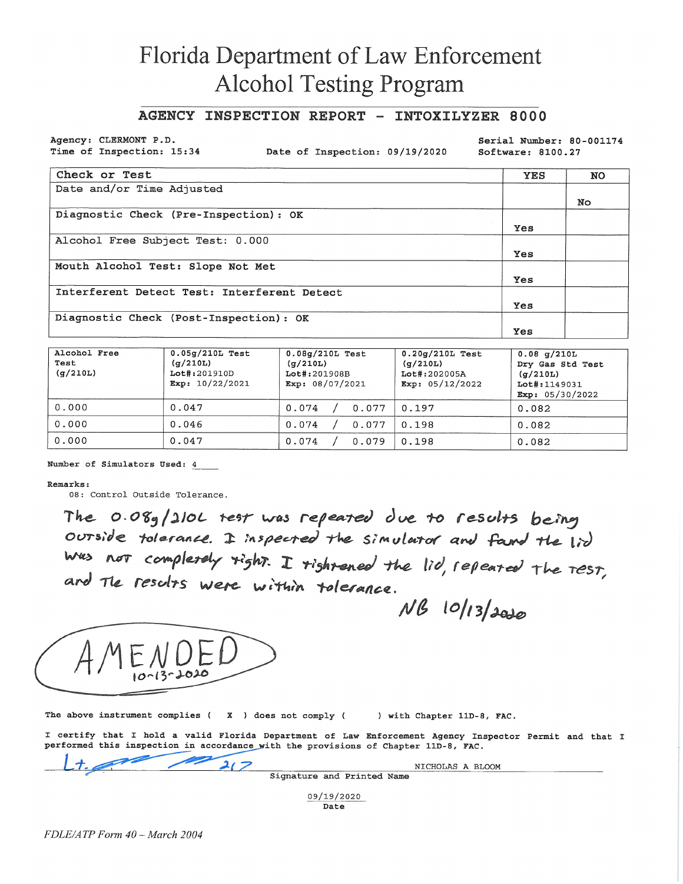# Florida Department of Law Enforcement
# Alcohol Testing Program

## AGENCY INSPECTION REPORT - INTOXILYZER 8000

Agency: CLERMONT P.D.
Time of Inspection: 15:34

Date of Inspection: 09/19/2020

Serial Number: 80-001174
Software: 8100.27

| Check or Test | YES | NO |
|---|---|---|
| Date and/or Time Adjusted | | No |
| Diagnostic Check (Pre-Inspection): OK | Yes | |
| Alcohol Free Subject Test: 0.000 | Yes | |
| Mouth Alcohol Test: Slope Not Met | Yes | |
| Interferent Detect Test: Interferent Detect | Yes | |
| Diagnostic Check (Post-Inspection): OK | Yes | |

| Alcohol Free Test (g/210L) | 0.05g/210L Test (g/210L) Lot#:201910D Exp: 10/22/2021 | 0.08g/210L Test (g/210L) Lot#:201908B Exp: 08/07/2021 | 0.20g/210L Test (g/210L) Lot#:202005A Exp: 05/12/2022 | 0.08 g/210L Dry Gas Std Test (g/210L) Lot#:1149031 Exp: 05/30/2022 |
|---|---|---|---|---|
| 0.000 | 0.047 | 0.074 / 0.077 | 0.197 | 0.082 |
| 0.000 | 0.046 | 0.074 / 0.077 | 0.198 | 0.082 |
| 0.000 | 0.047 | 0.074 / 0.079 | 0.198 | 0.082 |

Number of Simulators Used: 4

Remarks:
08: Control Outside Tolerance.

The 0.08g/210L test was repeated due to results being outside tolerance. I inspected the simulator and found the lid was not completely tight. I tightened the lid, repeated the test, and the results were within tolerance.

NB 10/13/2020

AMENDED 10-13-2020

The above instrument complies ( X ) does not comply (   ) with Chapter 11D-8, FAC.

I certify that I hold a valid Florida Department of Law Enforcement Agency Inspector Permit and that I performed this inspection in accordance with the provisions of Chapter 11D-8, FAC.

Lt. [signature] 217 NICHOLAS A BLOOM
Signature and Printed Name

09/19/2020
Date

FDLE/ATP Form 40 – March 2004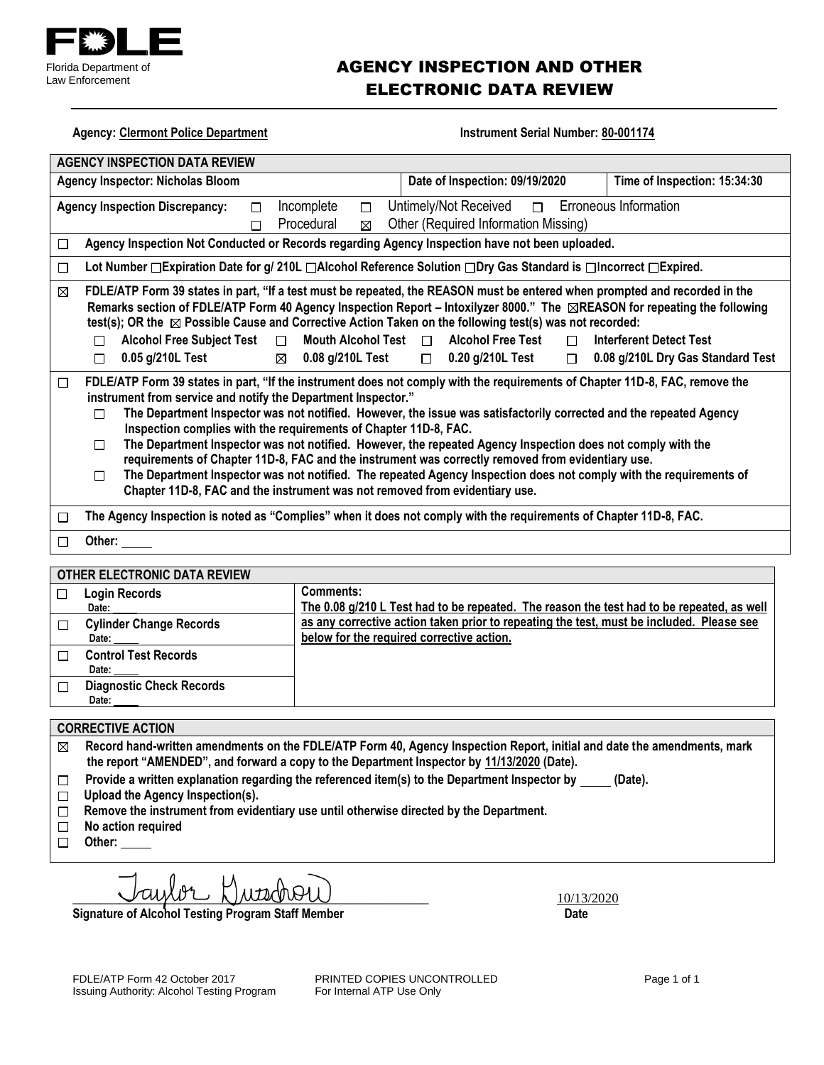FDLE

Florida Department of Law Enforcement

# AGENCY INSPECTION AND OTHER ELECTRONIC DATA REVIEW

**Agency:** Clermont Police Department **Instrument Serial Number:** 80-001174

## AGENCY INSPECTION DATA REVIEW

| | | |
|---|---|---|
| **Agency Inspector:** Nicholas Bloom | **Date of Inspection:** 09/19/2020 | **Time of Inspection:** 15:34:30 |

**Agency Inspection Discrepancy:** ☐ Incomplete ☐ Untimely/Not Received ☐ Erroneous Information ☐ Procedural ☒ Other (Required Information Missing)

☐ **Agency Inspection Not Conducted or Records regarding Agency Inspection have not been uploaded.**

☐ **Lot Number ☐Expiration Date for g/ 210L ☐Alcohol Reference Solution ☐Dry Gas Standard is ☐Incorrect ☐Expired.**

☒ **FDLE/ATP Form 39 states in part, "If a test must be repeated, the REASON must be entered when prompted and recorded in the Remarks section of FDLE/ATP Form 40 Agency Inspection Report – Intoxilyzer 8000." The ☒REASON for repeating the following test(s); OR the ☒ Possible Cause and Corrective Action Taken on the following test(s) was not recorded:**

- ☐ **Alcohol Free Subject Test** ☐ **Mouth Alcohol Test** ☐ **Alcohol Free Test** ☐ **Interferent Detect Test**
- ☐ **0.05 g/210L Test** ☒ **0.08 g/210L Test** ☐ **0.20 g/210L Test** ☐ **0.08 g/210L Dry Gas Standard Test**

☐ **FDLE/ATP Form 39 states in part, "If the instrument does not comply with the requirements of Chapter 11D-8, FAC, remove the instrument from service and notify the Department Inspector."**

- ☐ **The Department Inspector was not notified. However, the issue was satisfactorily corrected and the repeated Agency Inspection complies with the requirements of Chapter 11D-8, FAC.**
- ☐ **The Department Inspector was not notified. However, the repeated Agency Inspection does not comply with the requirements of Chapter 11D-8, FAC and the instrument was correctly removed from evidentiary use.**
- ☐ **The Department Inspector was not notified. The repeated Agency Inspection does not comply with the requirements of Chapter 11D-8, FAC and the instrument was not removed from evidentiary use.**

☐ **The Agency Inspection is noted as "Complies" when it does not comply with the requirements of Chapter 11D-8, FAC.**

☐ **Other:** _____

## OTHER ELECTRONIC DATA REVIEW

| | |
|---|---|
| ☐ **Login Records** Date: _____ | **Comments:** The 0.08 g/210 L Test had to be repeated. The reason the test had to be repeated, as well as any corrective action taken prior to repeating the test, must be included. Please see below for the required corrective action. |
| ☐ **Cylinder Change Records** Date: _____ | |
| ☐ **Control Test Records** Date: _____ | |
| ☐ **Diagnostic Check Records** Date: _____ | |

## CORRECTIVE ACTION

☒ **Record hand-written amendments on the FDLE/ATP Form 40, Agency Inspection Report, initial and date the amendments, mark the report "AMENDED", and forward a copy to the Department Inspector by 11/13/2020 (Date).**

☐ **Provide a written explanation regarding the referenced item(s) to the Department Inspector by _____ (Date).**

☐ **Upload the Agency Inspection(s).**

☐ **Remove the instrument from evidentiary use until otherwise directed by the Department.**

☐ **No action required**

☐ **Other:** _____

Taylor Kutschow

**Signature of Alcohol Testing Program Staff Member**

10/13/2020

**Date**

FDLE/ATP Form 42 October 2017
Issuing Authority: Alcohol Testing Program

PRINTED COPIES UNCONTROLLED
For Internal ATP Use Only